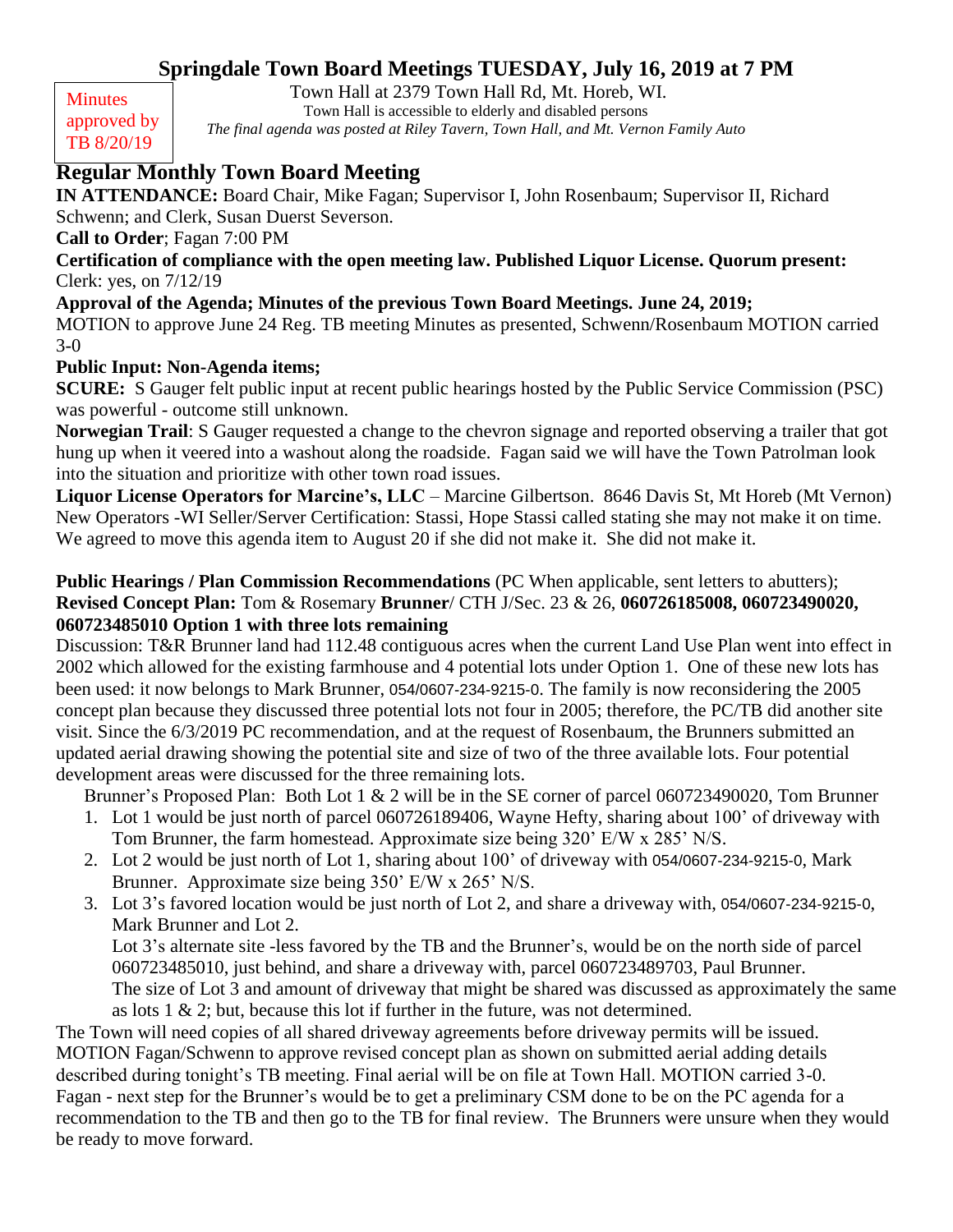# Springdale Town Board Meetings TUESDAY, July 16, 2019 at 7 PM

Minutes approved by TB 8/20/19

Town Hall at 2379 Town Hall Rd, Mt. Horeb, WI.
Town Hall is accessible to elderly and disabled persons
*The final agenda was posted at Riley Tavern, Town Hall, and Mt. Vernon Family Auto*

## Regular Monthly Town Board Meeting

**IN ATTENDANCE:** Board Chair, Mike Fagan; Supervisor I, John Rosenbaum; Supervisor II, Richard Schwenn; and Clerk, Susan Duerst Severson.

**Call to Order**; Fagan 7:00 PM

**Certification of compliance with the open meeting law. Published Liquor License. Quorum present:** Clerk: yes, on 7/12/19

**Approval of the Agenda; Minutes of the previous Town Board Meetings. June 24, 2019;**
MOTION to approve June 24 Reg. TB meeting Minutes as presented, Schwenn/Rosenbaum MOTION carried 3-0

**Public Input: Non-Agenda items;**

**SCURE:** S Gauger felt public input at recent public hearings hosted by the Public Service Commission (PSC) was powerful - outcome still unknown.

**Norwegian Trail**: S Gauger requested a change to the chevron signage and reported observing a trailer that got hung up when it veered into a washout along the roadside. Fagan said we will have the Town Patrolman look into the situation and prioritize with other town road issues.

**Liquor License Operators for Marcine's, LLC** – Marcine Gilbertson. 8646 Davis St, Mt Horeb (Mt Vernon) New Operators -WI Seller/Server Certification: Stassi, Hope Stassi called stating she may not make it on time. We agreed to move this agenda item to August 20 if she did not make it. She did not make it.

**Public Hearings / Plan Commission Recommendations** (PC When applicable, sent letters to abutters);
**Revised Concept Plan:** Tom & Rosemary **Brunner**/ CTH J/Sec. 23 & 26, **060726185008, 060723490020, 060723485010 Option 1 with three lots remaining**

Discussion: T&R Brunner land had 112.48 contiguous acres when the current Land Use Plan went into effect in 2002 which allowed for the existing farmhouse and 4 potential lots under Option 1. One of these new lots has been used: it now belongs to Mark Brunner, 054/0607-234-9215-0. The family is now reconsidering the 2005 concept plan because they discussed three potential lots not four in 2005; therefore, the PC/TB did another site visit. Since the 6/3/2019 PC recommendation, and at the request of Rosenbaum, the Brunners submitted an updated aerial drawing showing the potential site and size of two of the three available lots. Four potential development areas were discussed for the three remaining lots.

Brunner's Proposed Plan: Both Lot 1 & 2 will be in the SE corner of parcel 060723490020, Tom Brunner

1. Lot 1 would be just north of parcel 060726189406, Wayne Hefty, sharing about 100' of driveway with Tom Brunner, the farm homestead. Approximate size being 320' E/W x 285' N/S.
2. Lot 2 would be just north of Lot 1, sharing about 100' of driveway with 054/0607-234-9215-0, Mark Brunner. Approximate size being 350' E/W x 265' N/S.
3. Lot 3's favored location would be just north of Lot 2, and share a driveway with, 054/0607-234-9215-0, Mark Brunner and Lot 2.
   Lot 3's alternate site -less favored by the TB and the Brunner's, would be on the north side of parcel 060723485010, just behind, and share a driveway with, parcel 060723489703, Paul Brunner.
   The size of Lot 3 and amount of driveway that might be shared was discussed as approximately the same as lots 1 & 2; but, because this lot if further in the future, was not determined.

The Town will need copies of all shared driveway agreements before driveway permits will be issued.
MOTION Fagan/Schwenn to approve revised concept plan as shown on submitted aerial adding details described during tonight's TB meeting. Final aerial will be on file at Town Hall. MOTION carried 3-0.
Fagan - next step for the Brunner's would be to get a preliminary CSM done to be on the PC agenda for a recommendation to the TB and then go to the TB for final review. The Brunners were unsure when they would be ready to move forward.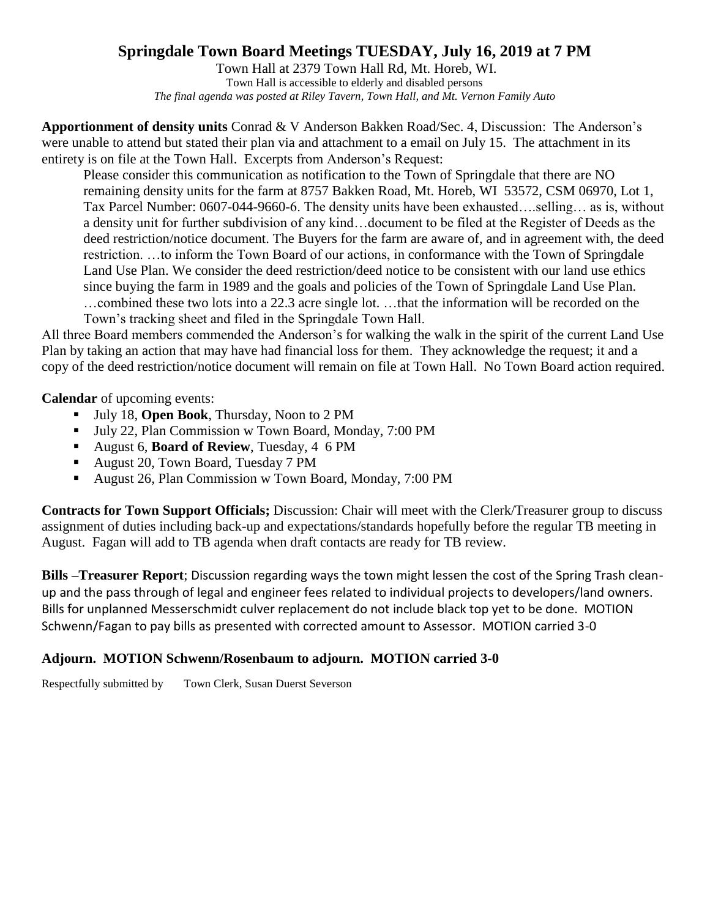# Springdale Town Board Meetings TUESDAY, July 16, 2019 at 7 PM

Town Hall at 2379 Town Hall Rd, Mt. Horeb, WI.
Town Hall is accessible to elderly and disabled persons
*The final agenda was posted at Riley Tavern, Town Hall, and Mt. Vernon Family Auto*

**Apportionment of density units** Conrad & V Anderson Bakken Road/Sec. 4, Discussion: The Anderson's were unable to attend but stated their plan via and attachment to a email on July 15. The attachment in its entirety is on file at the Town Hall. Excerpts from Anderson's Request:

> Please consider this communication as notification to the Town of Springdale that there are NO remaining density units for the farm at 8757 Bakken Road, Mt. Horeb, WI 53572, CSM 06970, Lot 1, Tax Parcel Number: 0607-044-9660-6. The density units have been exhausted….selling… as is, without a density unit for further subdivision of any kind…document to be filed at the Register of Deeds as the deed restriction/notice document. The Buyers for the farm are aware of, and in agreement with, the deed restriction. …to inform the Town Board of our actions, in conformance with the Town of Springdale Land Use Plan. We consider the deed restriction/deed notice to be consistent with our land use ethics since buying the farm in 1989 and the goals and policies of the Town of Springdale Land Use Plan. …combined these two lots into a 22.3 acre single lot. …that the information will be recorded on the Town's tracking sheet and filed in the Springdale Town Hall.

All three Board members commended the Anderson's for walking the walk in the spirit of the current Land Use Plan by taking an action that may have had financial loss for them. They acknowledge the request; it and a copy of the deed restriction/notice document will remain on file at Town Hall. No Town Board action required.

**Calendar** of upcoming events:

- July 18, **Open Book**, Thursday, Noon to 2 PM
- July 22, Plan Commission w Town Board, Monday, 7:00 PM
- August 6, **Board of Review**, Tuesday, 4 6 PM
- August 20, Town Board, Tuesday 7 PM
- August 26, Plan Commission w Town Board, Monday, 7:00 PM

**Contracts for Town Support Officials;** Discussion: Chair will meet with the Clerk/Treasurer group to discuss assignment of duties including back-up and expectations/standards hopefully before the regular TB meeting in August. Fagan will add to TB agenda when draft contacts are ready for TB review.

**Bills –Treasurer Report**; Discussion regarding ways the town might lessen the cost of the Spring Trash clean-up and the pass through of legal and engineer fees related to individual projects to developers/land owners. Bills for unplanned Messerschmidt culver replacement do not include black top yet to be done. MOTION Schwenn/Fagan to pay bills as presented with corrected amount to Assessor. MOTION carried 3-0

## Adjourn. MOTION Schwenn/Rosenbaum to adjourn. MOTION carried 3-0

Respectfully submitted by Town Clerk, Susan Duerst Severson